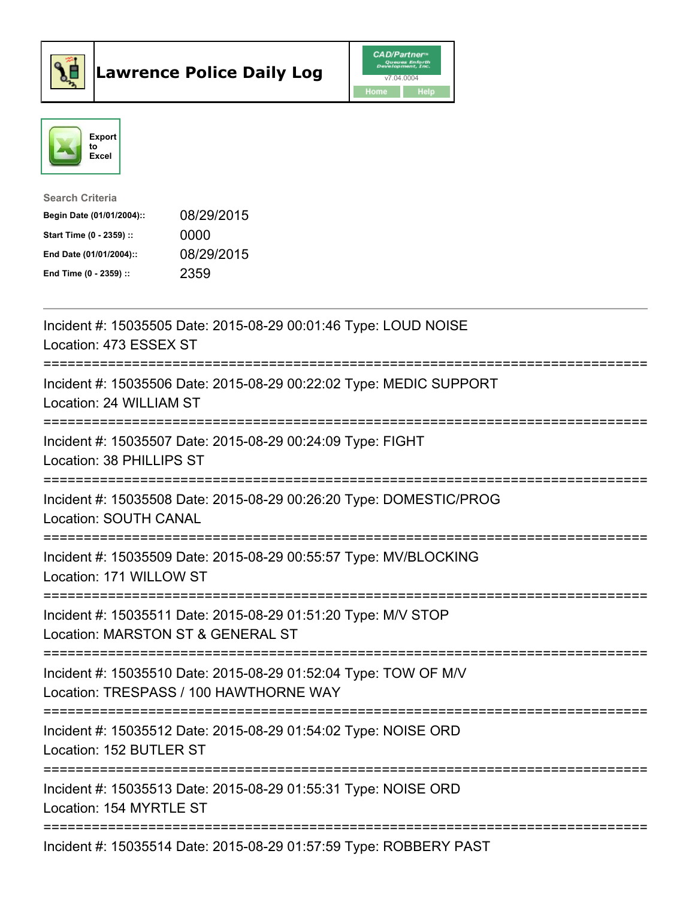# Lawrence Police Daily Log

CAD/Partner
v7.04.0004
Home Help

Export to Excel

**Search Criteria**

| | |
|---|---|
| **Begin Date (01/01/2004)::** | 08/29/2015 |
| **Start Time (0 - 2359) ::** | 0000 |
| **End Date (01/01/2004)::** | 08/29/2015 |
| **End Time (0 - 2359) ::** | 2359 |

---

Incident #: 15035505 Date: 2015-08-29 00:01:46 Type: LOUD NOISE
Location: 473 ESSEX ST

===========================================================================

Incident #: 15035506 Date: 2015-08-29 00:22:02 Type: MEDIC SUPPORT
Location: 24 WILLIAM ST

===========================================================================

Incident #: 15035507 Date: 2015-08-29 00:24:09 Type: FIGHT
Location: 38 PHILLIPS ST

===========================================================================

Incident #: 15035508 Date: 2015-08-29 00:26:20 Type: DOMESTIC/PROG
Location: SOUTH CANAL

===========================================================================

Incident #: 15035509 Date: 2015-08-29 00:55:57 Type: MV/BLOCKING
Location: 171 WILLOW ST

===========================================================================

Incident #: 15035511 Date: 2015-08-29 01:51:20 Type: M/V STOP
Location: MARSTON ST & GENERAL ST

===========================================================================

Incident #: 15035510 Date: 2015-08-29 01:52:04 Type: TOW OF M/V
Location: TRESPASS / 100 HAWTHORNE WAY

===========================================================================

Incident #: 15035512 Date: 2015-08-29 01:54:02 Type: NOISE ORD
Location: 152 BUTLER ST

===========================================================================

Incident #: 15035513 Date: 2015-08-29 01:55:31 Type: NOISE ORD
Location: 154 MYRTLE ST

===========================================================================

Incident #: 15035514 Date: 2015-08-29 01:57:59 Type: ROBBERY PAST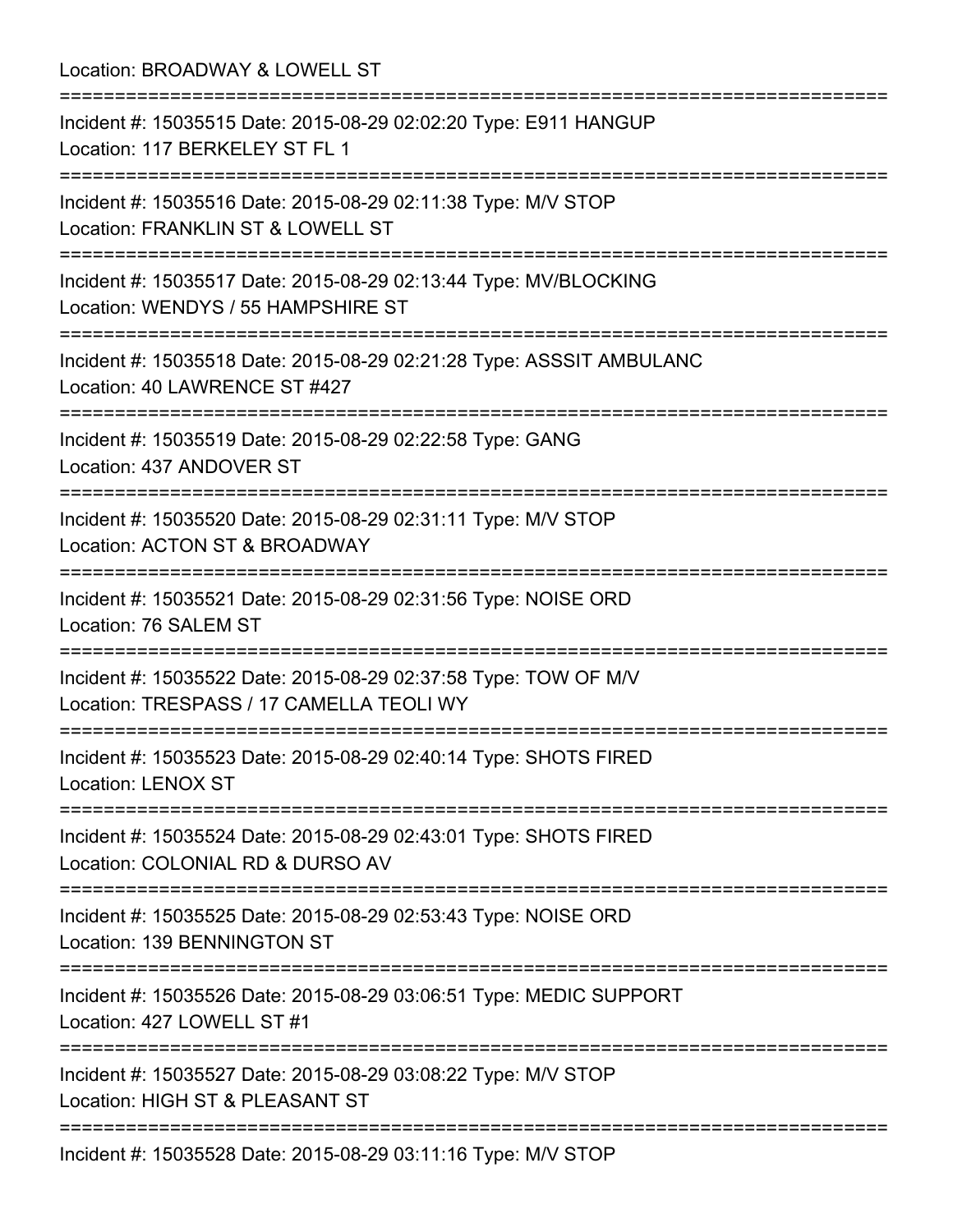Location: BROADWAY & LOWELL ST

===========================================================================

Incident #: 15035515 Date: 2015-08-29 02:02:20 Type: E911 HANGUP
Location: 117 BERKELEY ST FL 1

===========================================================================

Incident #: 15035516 Date: 2015-08-29 02:11:38 Type: M/V STOP
Location: FRANKLIN ST & LOWELL ST

===========================================================================

Incident #: 15035517 Date: 2015-08-29 02:13:44 Type: MV/BLOCKING
Location: WENDYS / 55 HAMPSHIRE ST

===========================================================================

Incident #: 15035518 Date: 2015-08-29 02:21:28 Type: ASSSIT AMBULANC
Location: 40 LAWRENCE ST #427

===========================================================================

Incident #: 15035519 Date: 2015-08-29 02:22:58 Type: GANG
Location: 437 ANDOVER ST

===========================================================================

Incident #: 15035520 Date: 2015-08-29 02:31:11 Type: M/V STOP
Location: ACTON ST & BROADWAY

===========================================================================

Incident #: 15035521 Date: 2015-08-29 02:31:56 Type: NOISE ORD
Location: 76 SALEM ST

===========================================================================

Incident #: 15035522 Date: 2015-08-29 02:37:58 Type: TOW OF M/V
Location: TRESPASS / 17 CAMELLA TEOLI WY

===========================================================================

Incident #: 15035523 Date: 2015-08-29 02:40:14 Type: SHOTS FIRED
Location: LENOX ST

===========================================================================

Incident #: 15035524 Date: 2015-08-29 02:43:01 Type: SHOTS FIRED
Location: COLONIAL RD & DURSO AV

===========================================================================

Incident #: 15035525 Date: 2015-08-29 02:53:43 Type: NOISE ORD
Location: 139 BENNINGTON ST

===========================================================================

Incident #: 15035526 Date: 2015-08-29 03:06:51 Type: MEDIC SUPPORT
Location: 427 LOWELL ST #1

===========================================================================

Incident #: 15035527 Date: 2015-08-29 03:08:22 Type: M/V STOP
Location: HIGH ST & PLEASANT ST

===========================================================================

Incident #: 15035528 Date: 2015-08-29 03:11:16 Type: M/V STOP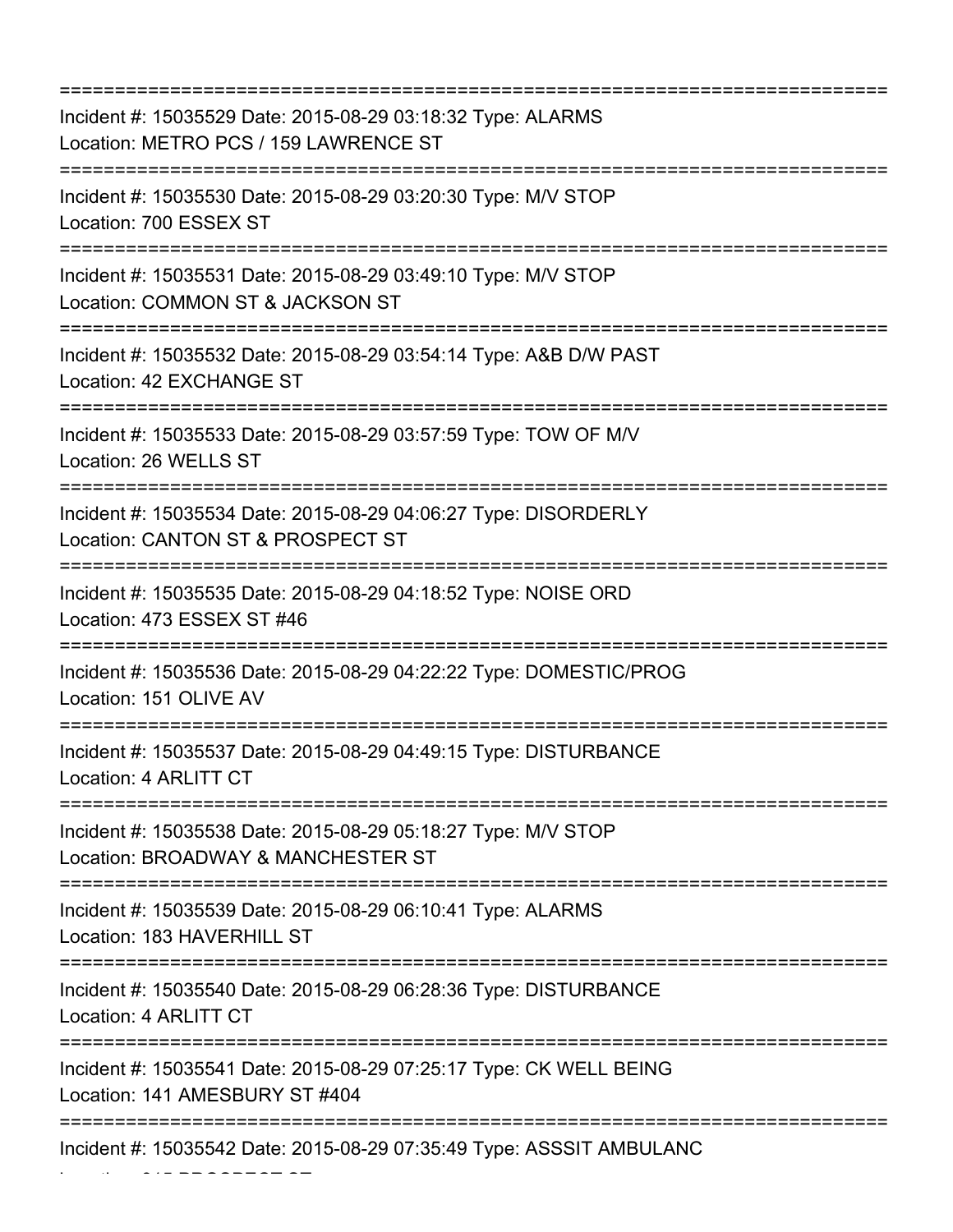===========================================================================

Incident #: 15035529 Date: 2015-08-29 03:18:32 Type: ALARMS
Location: METRO PCS / 159 LAWRENCE ST

===========================================================================

Incident #: 15035530 Date: 2015-08-29 03:20:30 Type: M/V STOP
Location: 700 ESSEX ST

===========================================================================

Incident #: 15035531 Date: 2015-08-29 03:49:10 Type: M/V STOP
Location: COMMON ST & JACKSON ST

===========================================================================

Incident #: 15035532 Date: 2015-08-29 03:54:14 Type: A&B D/W PAST
Location: 42 EXCHANGE ST

===========================================================================

Incident #: 15035533 Date: 2015-08-29 03:57:59 Type: TOW OF M/V
Location: 26 WELLS ST

===========================================================================

Incident #: 15035534 Date: 2015-08-29 04:06:27 Type: DISORDERLY
Location: CANTON ST & PROSPECT ST

===========================================================================

Incident #: 15035535 Date: 2015-08-29 04:18:52 Type: NOISE ORD
Location: 473 ESSEX ST #46

===========================================================================

Incident #: 15035536 Date: 2015-08-29 04:22:22 Type: DOMESTIC/PROG
Location: 151 OLIVE AV

===========================================================================

Incident #: 15035537 Date: 2015-08-29 04:49:15 Type: DISTURBANCE
Location: 4 ARLITT CT

===========================================================================

Incident #: 15035538 Date: 2015-08-29 05:18:27 Type: M/V STOP
Location: BROADWAY & MANCHESTER ST

===========================================================================

Incident #: 15035539 Date: 2015-08-29 06:10:41 Type: ALARMS
Location: 183 HAVERHILL ST

===========================================================================

Incident #: 15035540 Date: 2015-08-29 06:28:36 Type: DISTURBANCE
Location: 4 ARLITT CT

===========================================================================

Incident #: 15035541 Date: 2015-08-29 07:25:17 Type: CK WELL BEING
Location: 141 AMESBURY ST #404

===========================================================================

Incident #: 15035542 Date: 2015-08-29 07:35:49 Type: ASSSIT AMBULANC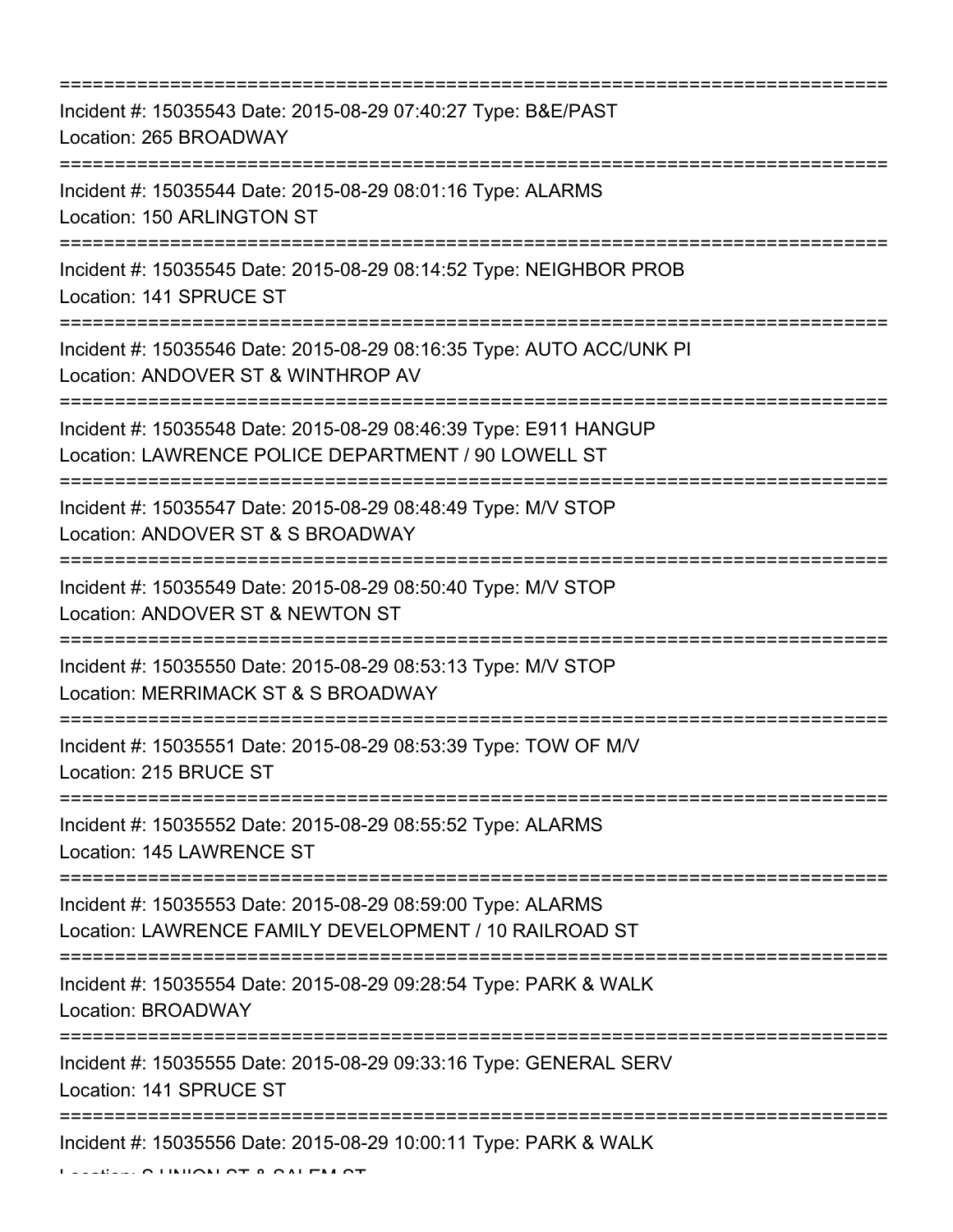===========================================================================
Incident #: 15035543 Date: 2015-08-29 07:40:27 Type: B&E/PAST
Location: 265 BROADWAY
===========================================================================
Incident #: 15035544 Date: 2015-08-29 08:01:16 Type: ALARMS
Location: 150 ARLINGTON ST
===========================================================================
Incident #: 15035545 Date: 2015-08-29 08:14:52 Type: NEIGHBOR PROB
Location: 141 SPRUCE ST
===========================================================================
Incident #: 15035546 Date: 2015-08-29 08:16:35 Type: AUTO ACC/UNK PI
Location: ANDOVER ST & WINTHROP AV
===========================================================================
Incident #: 15035548 Date: 2015-08-29 08:46:39 Type: E911 HANGUP
Location: LAWRENCE POLICE DEPARTMENT / 90 LOWELL ST
===========================================================================
Incident #: 15035547 Date: 2015-08-29 08:48:49 Type: M/V STOP
Location: ANDOVER ST & S BROADWAY
===========================================================================
Incident #: 15035549 Date: 2015-08-29 08:50:40 Type: M/V STOP
Location: ANDOVER ST & NEWTON ST
===========================================================================
Incident #: 15035550 Date: 2015-08-29 08:53:13 Type: M/V STOP
Location: MERRIMACK ST & S BROADWAY
===========================================================================
Incident #: 15035551 Date: 2015-08-29 08:53:39 Type: TOW OF M/V
Location: 215 BRUCE ST
===========================================================================
Incident #: 15035552 Date: 2015-08-29 08:55:52 Type: ALARMS
Location: 145 LAWRENCE ST
===========================================================================
Incident #: 15035553 Date: 2015-08-29 08:59:00 Type: ALARMS
Location: LAWRENCE FAMILY DEVELOPMENT / 10 RAILROAD ST
===========================================================================
Incident #: 15035554 Date: 2015-08-29 09:28:54 Type: PARK & WALK
Location: BROADWAY
===========================================================================
Incident #: 15035555 Date: 2015-08-29 09:33:16 Type: GENERAL SERV
Location: 141 SPRUCE ST
===========================================================================
Incident #: 15035556 Date: 2015-08-29 10:00:11 Type: PARK & WALK
Location: S UNION ST & SALEM ST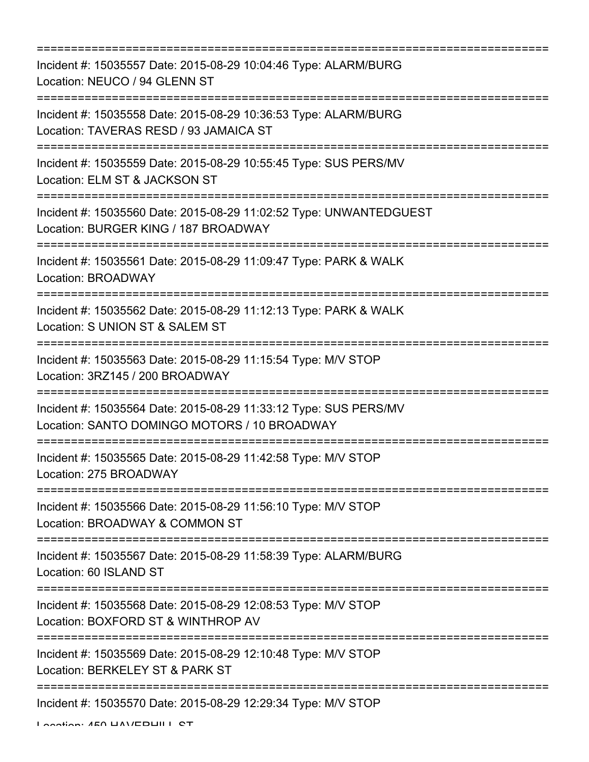===========================================================================

Incident #: 15035557 Date: 2015-08-29 10:04:46 Type: ALARM/BURG
Location: NEUCO / 94 GLENN ST

===========================================================================

Incident #: 15035558 Date: 2015-08-29 10:36:53 Type: ALARM/BURG
Location: TAVERAS RESD / 93 JAMAICA ST

===========================================================================

Incident #: 15035559 Date: 2015-08-29 10:55:45 Type: SUS PERS/MV
Location: ELM ST & JACKSON ST

===========================================================================

Incident #: 15035560 Date: 2015-08-29 11:02:52 Type: UNWANTEDGUEST
Location: BURGER KING / 187 BROADWAY

===========================================================================

Incident #: 15035561 Date: 2015-08-29 11:09:47 Type: PARK & WALK
Location: BROADWAY

===========================================================================

Incident #: 15035562 Date: 2015-08-29 11:12:13 Type: PARK & WALK
Location: S UNION ST & SALEM ST

===========================================================================

Incident #: 15035563 Date: 2015-08-29 11:15:54 Type: M/V STOP
Location: 3RZ145 / 200 BROADWAY

===========================================================================

Incident #: 15035564 Date: 2015-08-29 11:33:12 Type: SUS PERS/MV
Location: SANTO DOMINGO MOTORS / 10 BROADWAY

===========================================================================

Incident #: 15035565 Date: 2015-08-29 11:42:58 Type: M/V STOP
Location: 275 BROADWAY

===========================================================================

Incident #: 15035566 Date: 2015-08-29 11:56:10 Type: M/V STOP
Location: BROADWAY & COMMON ST

===========================================================================

Incident #: 15035567 Date: 2015-08-29 11:58:39 Type: ALARM/BURG
Location: 60 ISLAND ST

===========================================================================

Incident #: 15035568 Date: 2015-08-29 12:08:53 Type: M/V STOP
Location: BOXFORD ST & WINTHROP AV

===========================================================================

Incident #: 15035569 Date: 2015-08-29 12:10:48 Type: M/V STOP
Location: BERKELEY ST & PARK ST

===========================================================================

Incident #: 15035570 Date: 2015-08-29 12:29:34 Type: M/V STOP
Location: 450 HAVERHILL ST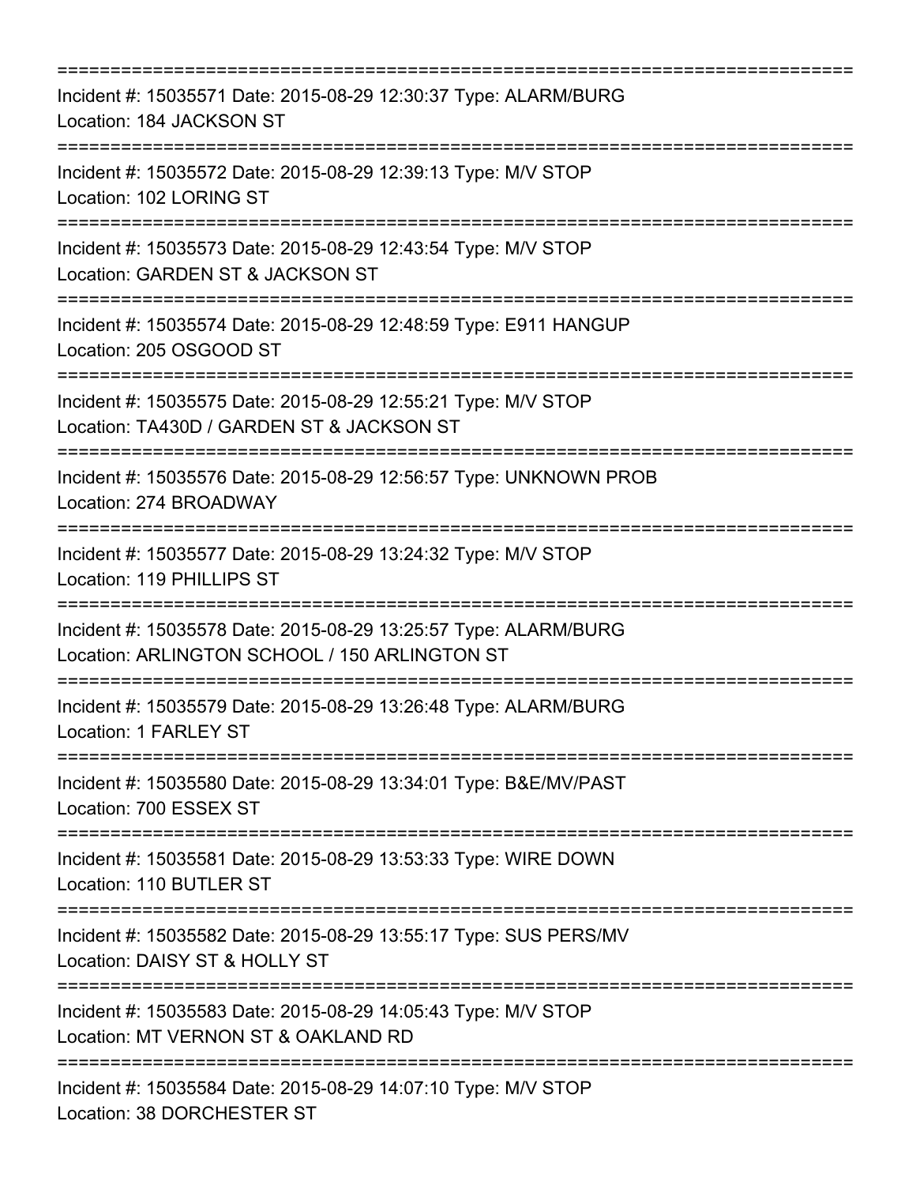===========================================================================

Incident #: 15035571 Date: 2015-08-29 12:30:37 Type: ALARM/BURG
Location: 184 JACKSON ST

===========================================================================

Incident #: 15035572 Date: 2015-08-29 12:39:13 Type: M/V STOP
Location: 102 LORING ST

===========================================================================

Incident #: 15035573 Date: 2015-08-29 12:43:54 Type: M/V STOP
Location: GARDEN ST & JACKSON ST

===========================================================================

Incident #: 15035574 Date: 2015-08-29 12:48:59 Type: E911 HANGUP
Location: 205 OSGOOD ST

===========================================================================

Incident #: 15035575 Date: 2015-08-29 12:55:21 Type: M/V STOP
Location: TA430D / GARDEN ST & JACKSON ST

===========================================================================

Incident #: 15035576 Date: 2015-08-29 12:56:57 Type: UNKNOWN PROB
Location: 274 BROADWAY

===========================================================================

Incident #: 15035577 Date: 2015-08-29 13:24:32 Type: M/V STOP
Location: 119 PHILLIPS ST

===========================================================================

Incident #: 15035578 Date: 2015-08-29 13:25:57 Type: ALARM/BURG
Location: ARLINGTON SCHOOL / 150 ARLINGTON ST

===========================================================================

Incident #: 15035579 Date: 2015-08-29 13:26:48 Type: ALARM/BURG
Location: 1 FARLEY ST

===========================================================================

Incident #: 15035580 Date: 2015-08-29 13:34:01 Type: B&E/MV/PAST
Location: 700 ESSEX ST

===========================================================================

Incident #: 15035581 Date: 2015-08-29 13:53:33 Type: WIRE DOWN
Location: 110 BUTLER ST

===========================================================================

Incident #: 15035582 Date: 2015-08-29 13:55:17 Type: SUS PERS/MV
Location: DAISY ST & HOLLY ST

===========================================================================

Incident #: 15035583 Date: 2015-08-29 14:05:43 Type: M/V STOP
Location: MT VERNON ST & OAKLAND RD

===========================================================================

Incident #: 15035584 Date: 2015-08-29 14:07:10 Type: M/V STOP
Location: 38 DORCHESTER ST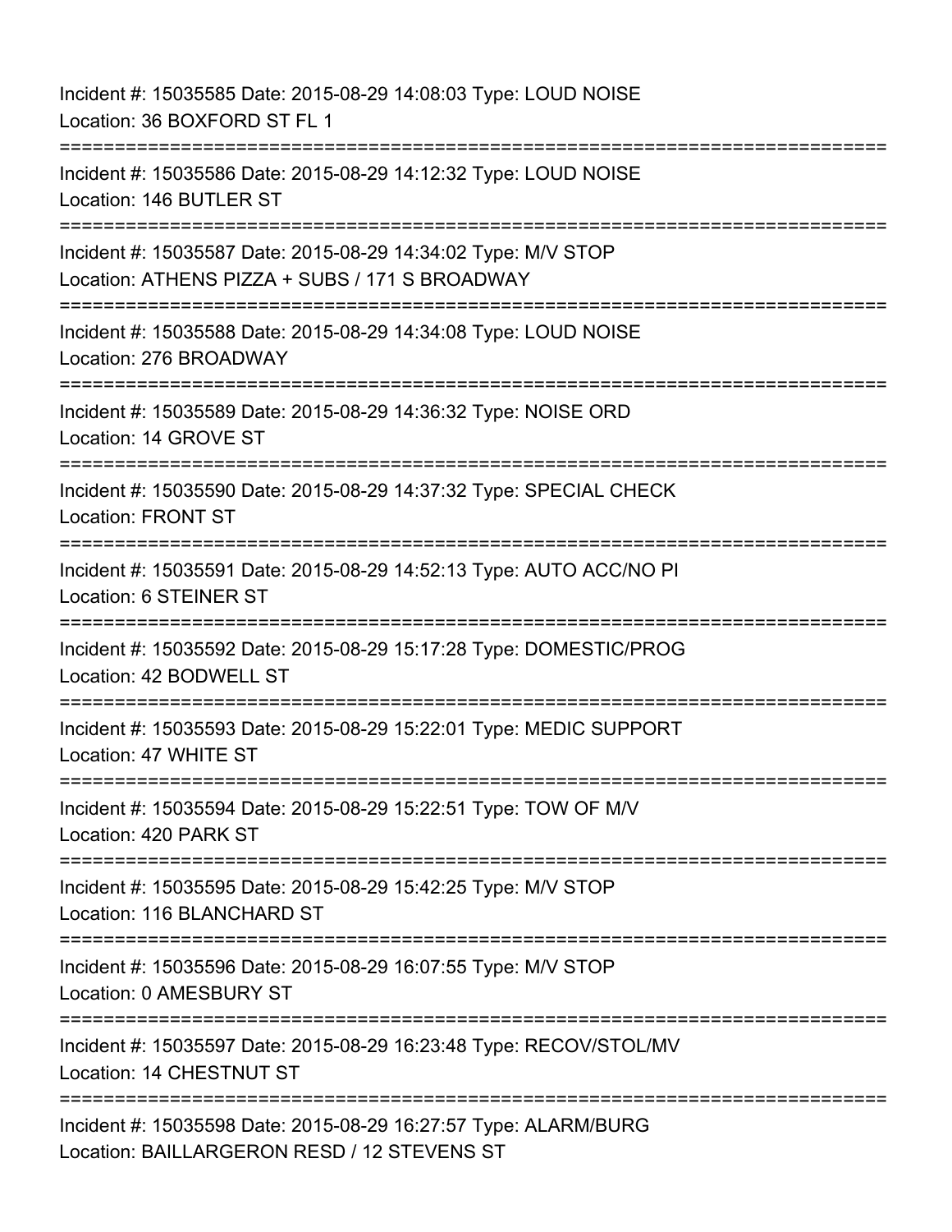Incident #: 15035585 Date: 2015-08-29 14:08:03 Type: LOUD NOISE
Location: 36 BOXFORD ST FL 1

===========================================================================

Incident #: 15035586 Date: 2015-08-29 14:12:32 Type: LOUD NOISE
Location: 146 BUTLER ST

===========================================================================

Incident #: 15035587 Date: 2015-08-29 14:34:02 Type: M/V STOP
Location: ATHENS PIZZA + SUBS / 171 S BROADWAY

===========================================================================

Incident #: 15035588 Date: 2015-08-29 14:34:08 Type: LOUD NOISE
Location: 276 BROADWAY

===========================================================================

Incident #: 15035589 Date: 2015-08-29 14:36:32 Type: NOISE ORD
Location: 14 GROVE ST

===========================================================================

Incident #: 15035590 Date: 2015-08-29 14:37:32 Type: SPECIAL CHECK
Location: FRONT ST

===========================================================================

Incident #: 15035591 Date: 2015-08-29 14:52:13 Type: AUTO ACC/NO PI
Location: 6 STEINER ST

===========================================================================

Incident #: 15035592 Date: 2015-08-29 15:17:28 Type: DOMESTIC/PROG
Location: 42 BODWELL ST

===========================================================================

Incident #: 15035593 Date: 2015-08-29 15:22:01 Type: MEDIC SUPPORT
Location: 47 WHITE ST

===========================================================================

Incident #: 15035594 Date: 2015-08-29 15:22:51 Type: TOW OF M/V
Location: 420 PARK ST

===========================================================================

Incident #: 15035595 Date: 2015-08-29 15:42:25 Type: M/V STOP
Location: 116 BLANCHARD ST

===========================================================================

Incident #: 15035596 Date: 2015-08-29 16:07:55 Type: M/V STOP
Location: 0 AMESBURY ST

===========================================================================

Incident #: 15035597 Date: 2015-08-29 16:23:48 Type: RECOV/STOL/MV
Location: 14 CHESTNUT ST

===========================================================================

Incident #: 15035598 Date: 2015-08-29 16:27:57 Type: ALARM/BURG
Location: BAILLARGERON RESD / 12 STEVENS ST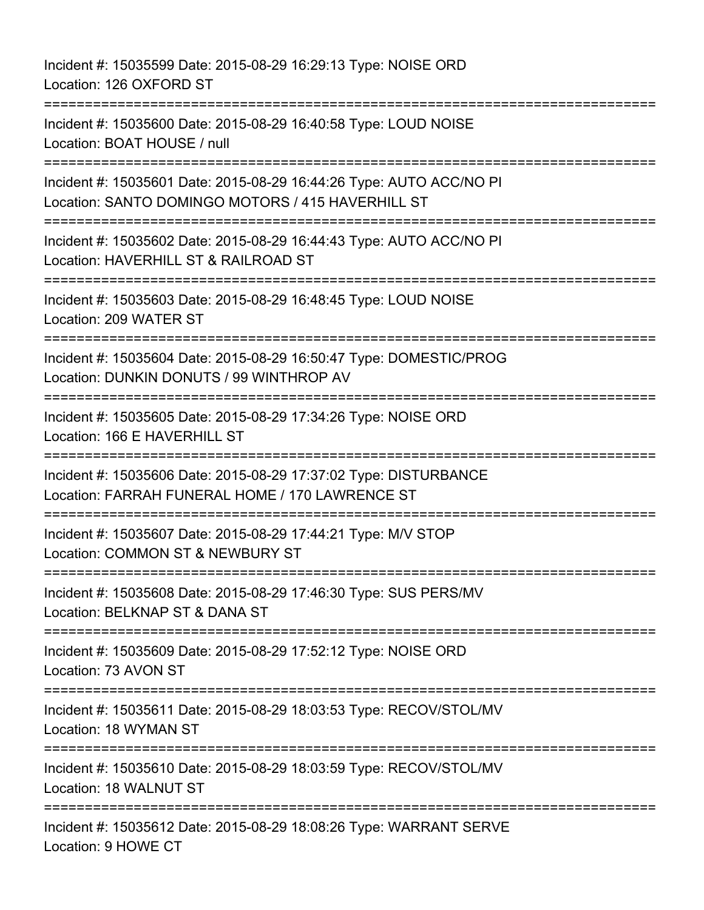Incident #: 15035599 Date: 2015-08-29 16:29:13 Type: NOISE ORD
Location: 126 OXFORD ST

===========================================================================

Incident #: 15035600 Date: 2015-08-29 16:40:58 Type: LOUD NOISE
Location: BOAT HOUSE / null

===========================================================================

Incident #: 15035601 Date: 2015-08-29 16:44:26 Type: AUTO ACC/NO PI
Location: SANTO DOMINGO MOTORS / 415 HAVERHILL ST

===========================================================================

Incident #: 15035602 Date: 2015-08-29 16:44:43 Type: AUTO ACC/NO PI
Location: HAVERHILL ST & RAILROAD ST

===========================================================================

Incident #: 15035603 Date: 2015-08-29 16:48:45 Type: LOUD NOISE
Location: 209 WATER ST

===========================================================================

Incident #: 15035604 Date: 2015-08-29 16:50:47 Type: DOMESTIC/PROG
Location: DUNKIN DONUTS / 99 WINTHROP AV

===========================================================================

Incident #: 15035605 Date: 2015-08-29 17:34:26 Type: NOISE ORD
Location: 166 E HAVERHILL ST

===========================================================================

Incident #: 15035606 Date: 2015-08-29 17:37:02 Type: DISTURBANCE
Location: FARRAH FUNERAL HOME / 170 LAWRENCE ST

===========================================================================

Incident #: 15035607 Date: 2015-08-29 17:44:21 Type: M/V STOP
Location: COMMON ST & NEWBURY ST

===========================================================================

Incident #: 15035608 Date: 2015-08-29 17:46:30 Type: SUS PERS/MV
Location: BELKNAP ST & DANA ST

===========================================================================

Incident #: 15035609 Date: 2015-08-29 17:52:12 Type: NOISE ORD
Location: 73 AVON ST

===========================================================================

Incident #: 15035611 Date: 2015-08-29 18:03:53 Type: RECOV/STOL/MV
Location: 18 WYMAN ST

===========================================================================

Incident #: 15035610 Date: 2015-08-29 18:03:59 Type: RECOV/STOL/MV
Location: 18 WALNUT ST

===========================================================================

Incident #: 15035612 Date: 2015-08-29 18:08:26 Type: WARRANT SERVE
Location: 9 HOWE CT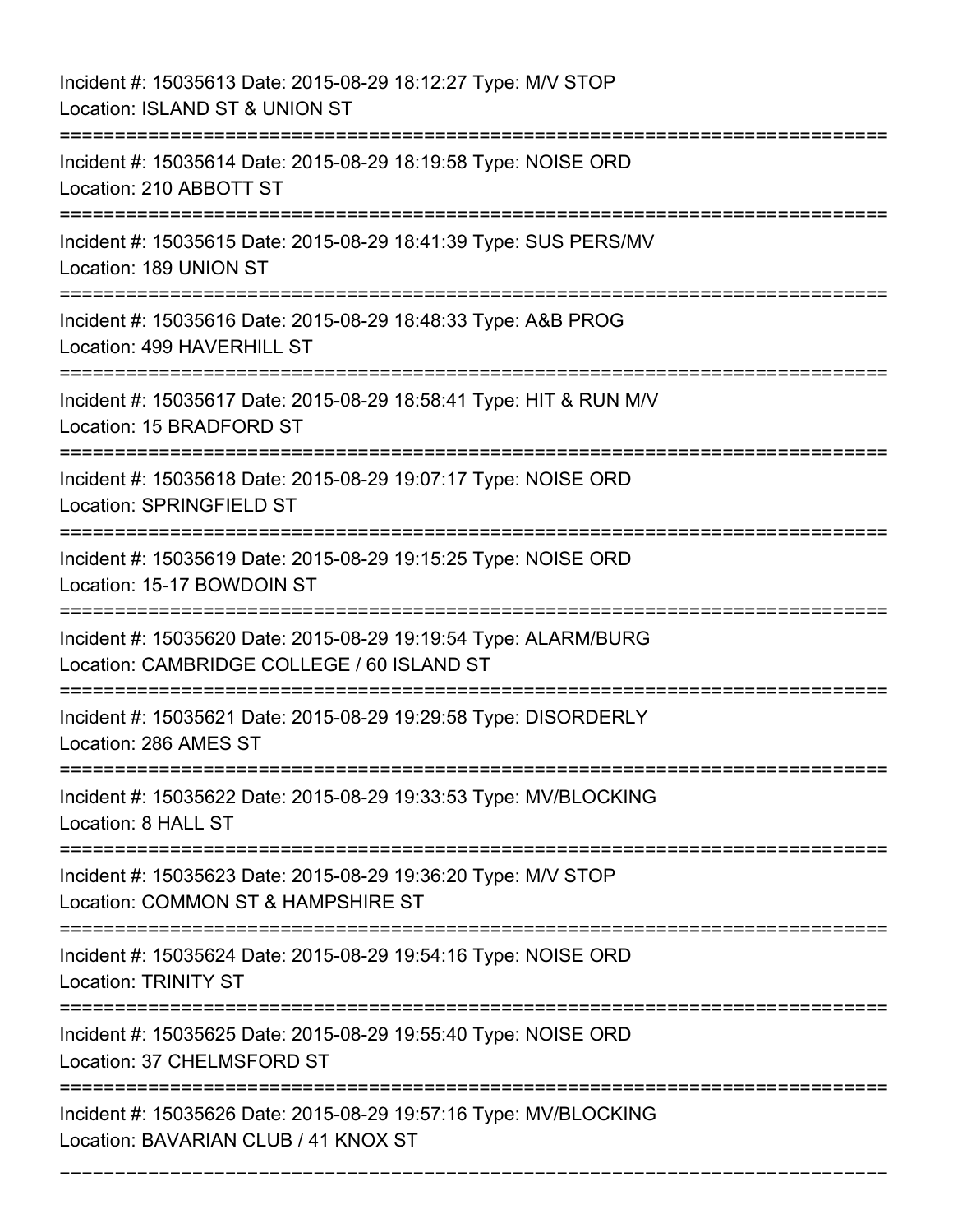Incident #: 15035613 Date: 2015-08-29 18:12:27 Type: M/V STOP
Location: ISLAND ST & UNION ST

===========================================================================

Incident #: 15035614 Date: 2015-08-29 18:19:58 Type: NOISE ORD
Location: 210 ABBOTT ST

===========================================================================

Incident #: 15035615 Date: 2015-08-29 18:41:39 Type: SUS PERS/MV
Location: 189 UNION ST

===========================================================================

Incident #: 15035616 Date: 2015-08-29 18:48:33 Type: A&B PROG
Location: 499 HAVERHILL ST

===========================================================================

Incident #: 15035617 Date: 2015-08-29 18:58:41 Type: HIT & RUN M/V
Location: 15 BRADFORD ST

===========================================================================

Incident #: 15035618 Date: 2015-08-29 19:07:17 Type: NOISE ORD
Location: SPRINGFIELD ST

===========================================================================

Incident #: 15035619 Date: 2015-08-29 19:15:25 Type: NOISE ORD
Location: 15-17 BOWDOIN ST

===========================================================================

Incident #: 15035620 Date: 2015-08-29 19:19:54 Type: ALARM/BURG
Location: CAMBRIDGE COLLEGE / 60 ISLAND ST

===========================================================================

Incident #: 15035621 Date: 2015-08-29 19:29:58 Type: DISORDERLY
Location: 286 AMES ST

===========================================================================

Incident #: 15035622 Date: 2015-08-29 19:33:53 Type: MV/BLOCKING
Location: 8 HALL ST

===========================================================================

Incident #: 15035623 Date: 2015-08-29 19:36:20 Type: M/V STOP
Location: COMMON ST & HAMPSHIRE ST

===========================================================================

Incident #: 15035624 Date: 2015-08-29 19:54:16 Type: NOISE ORD
Location: TRINITY ST

===========================================================================

Incident #: 15035625 Date: 2015-08-29 19:55:40 Type: NOISE ORD
Location: 37 CHELMSFORD ST

===========================================================================

Incident #: 15035626 Date: 2015-08-29 19:57:16 Type: MV/BLOCKING
Location: BAVARIAN CLUB / 41 KNOX ST

===========================================================================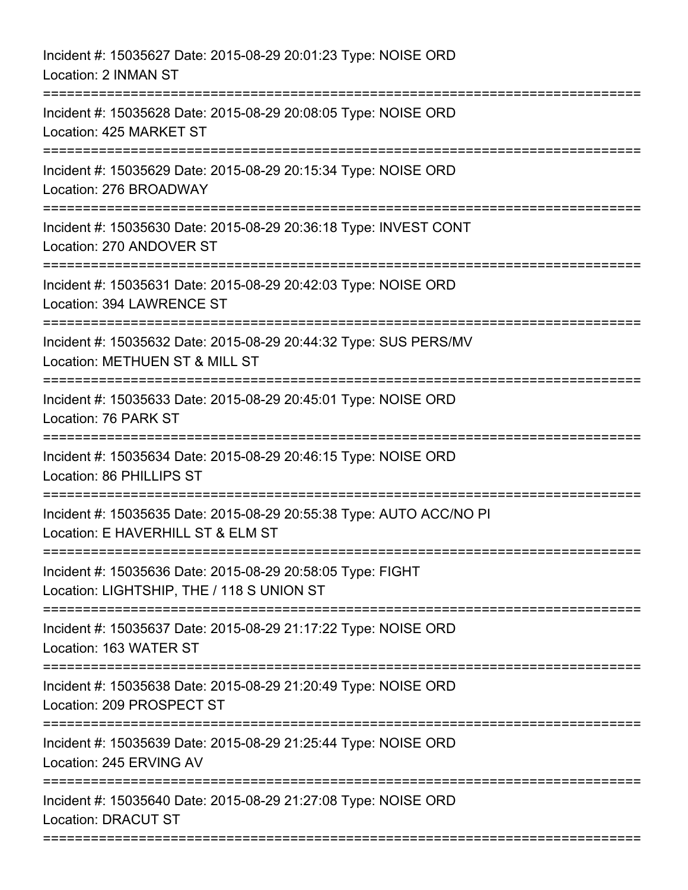Incident #: 15035627 Date: 2015-08-29 20:01:23 Type: NOISE ORD
Location: 2 INMAN ST

===========================================================================

Incident #: 15035628 Date: 2015-08-29 20:08:05 Type: NOISE ORD
Location: 425 MARKET ST

===========================================================================

Incident #: 15035629 Date: 2015-08-29 20:15:34 Type: NOISE ORD
Location: 276 BROADWAY

===========================================================================

Incident #: 15035630 Date: 2015-08-29 20:36:18 Type: INVEST CONT
Location: 270 ANDOVER ST

===========================================================================

Incident #: 15035631 Date: 2015-08-29 20:42:03 Type: NOISE ORD
Location: 394 LAWRENCE ST

===========================================================================

Incident #: 15035632 Date: 2015-08-29 20:44:32 Type: SUS PERS/MV
Location: METHUEN ST & MILL ST

===========================================================================

Incident #: 15035633 Date: 2015-08-29 20:45:01 Type: NOISE ORD
Location: 76 PARK ST

===========================================================================

Incident #: 15035634 Date: 2015-08-29 20:46:15 Type: NOISE ORD
Location: 86 PHILLIPS ST

===========================================================================

Incident #: 15035635 Date: 2015-08-29 20:55:38 Type: AUTO ACC/NO PI
Location: E HAVERHILL ST & ELM ST

===========================================================================

Incident #: 15035636 Date: 2015-08-29 20:58:05 Type: FIGHT
Location: LIGHTSHIP, THE / 118 S UNION ST

===========================================================================

Incident #: 15035637 Date: 2015-08-29 21:17:22 Type: NOISE ORD
Location: 163 WATER ST

===========================================================================

Incident #: 15035638 Date: 2015-08-29 21:20:49 Type: NOISE ORD
Location: 209 PROSPECT ST

===========================================================================

Incident #: 15035639 Date: 2015-08-29 21:25:44 Type: NOISE ORD
Location: 245 ERVING AV

===========================================================================

Incident #: 15035640 Date: 2015-08-29 21:27:08 Type: NOISE ORD
Location: DRACUT ST

===========================================================================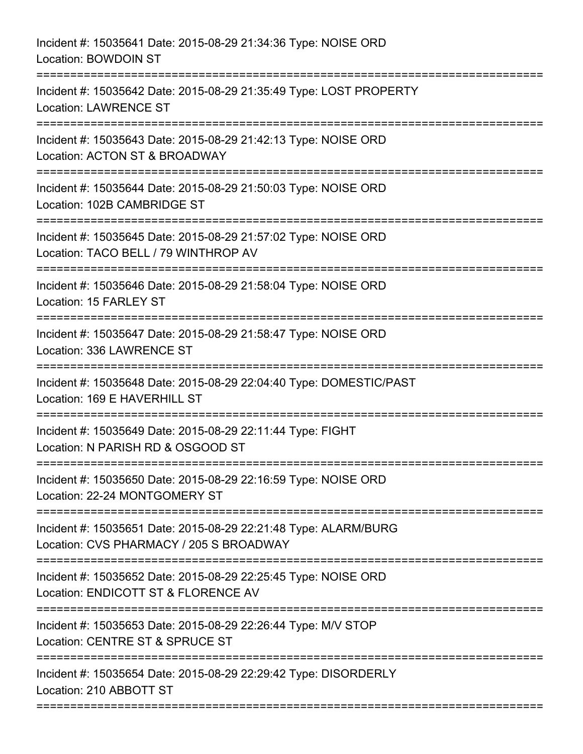Incident #: 15035641 Date: 2015-08-29 21:34:36 Type: NOISE ORD
Location: BOWDOIN ST

===========================================================================

Incident #: 15035642 Date: 2015-08-29 21:35:49 Type: LOST PROPERTY
Location: LAWRENCE ST

===========================================================================

Incident #: 15035643 Date: 2015-08-29 21:42:13 Type: NOISE ORD
Location: ACTON ST & BROADWAY

===========================================================================

Incident #: 15035644 Date: 2015-08-29 21:50:03 Type: NOISE ORD
Location: 102B CAMBRIDGE ST

===========================================================================

Incident #: 15035645 Date: 2015-08-29 21:57:02 Type: NOISE ORD
Location: TACO BELL / 79 WINTHROP AV

===========================================================================

Incident #: 15035646 Date: 2015-08-29 21:58:04 Type: NOISE ORD
Location: 15 FARLEY ST

===========================================================================

Incident #: 15035647 Date: 2015-08-29 21:58:47 Type: NOISE ORD
Location: 336 LAWRENCE ST

===========================================================================

Incident #: 15035648 Date: 2015-08-29 22:04:40 Type: DOMESTIC/PAST
Location: 169 E HAVERHILL ST

===========================================================================

Incident #: 15035649 Date: 2015-08-29 22:11:44 Type: FIGHT
Location: N PARISH RD & OSGOOD ST

===========================================================================

Incident #: 15035650 Date: 2015-08-29 22:16:59 Type: NOISE ORD
Location: 22-24 MONTGOMERY ST

===========================================================================

Incident #: 15035651 Date: 2015-08-29 22:21:48 Type: ALARM/BURG
Location: CVS PHARMACY / 205 S BROADWAY

===========================================================================

Incident #: 15035652 Date: 2015-08-29 22:25:45 Type: NOISE ORD
Location: ENDICOTT ST & FLORENCE AV

===========================================================================

Incident #: 15035653 Date: 2015-08-29 22:26:44 Type: M/V STOP
Location: CENTRE ST & SPRUCE ST

===========================================================================

Incident #: 15035654 Date: 2015-08-29 22:29:42 Type: DISORDERLY
Location: 210 ABBOTT ST

===========================================================================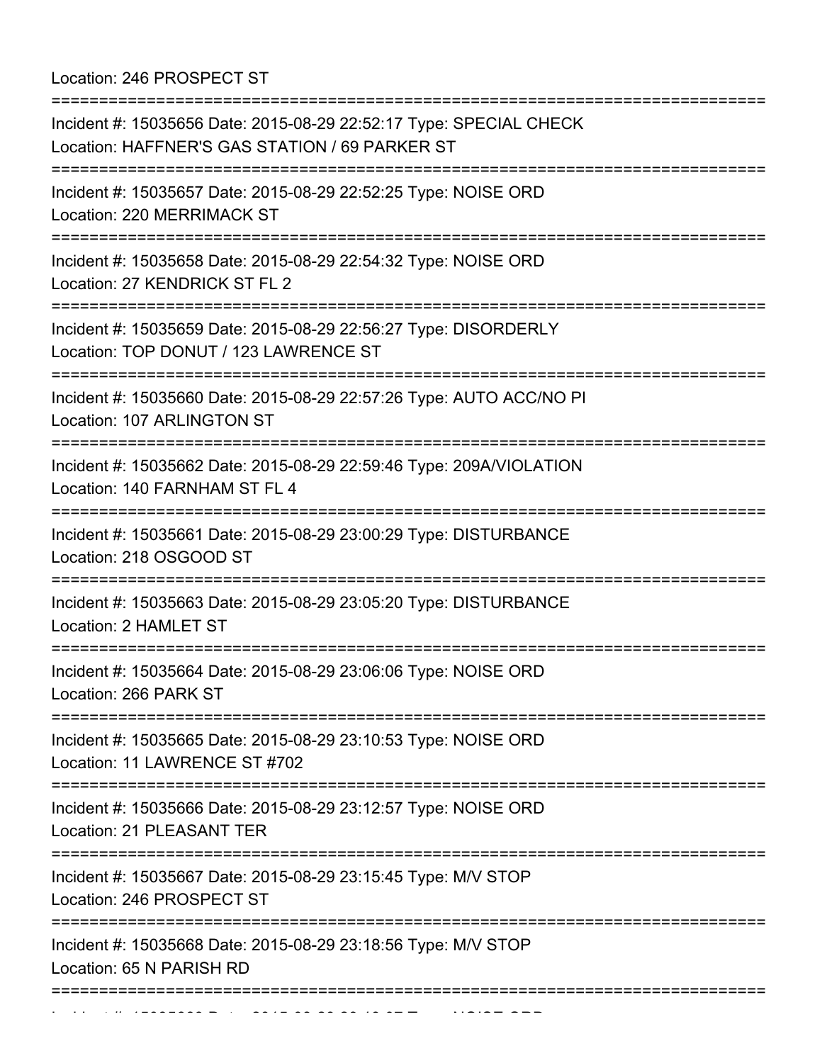Location: 246 PROSPECT ST

===========================================================================

Incident #: 15035656 Date: 2015-08-29 22:52:17 Type: SPECIAL CHECK
Location: HAFFNER'S GAS STATION / 69 PARKER ST

===========================================================================

Incident #: 15035657 Date: 2015-08-29 22:52:25 Type: NOISE ORD
Location: 220 MERRIMACK ST

===========================================================================

Incident #: 15035658 Date: 2015-08-29 22:54:32 Type: NOISE ORD
Location: 27 KENDRICK ST FL 2

===========================================================================

Incident #: 15035659 Date: 2015-08-29 22:56:27 Type: DISORDERLY
Location: TOP DONUT / 123 LAWRENCE ST

===========================================================================

Incident #: 15035660 Date: 2015-08-29 22:57:26 Type: AUTO ACC/NO PI
Location: 107 ARLINGTON ST

===========================================================================

Incident #: 15035662 Date: 2015-08-29 22:59:46 Type: 209A/VIOLATION
Location: 140 FARNHAM ST FL 4

===========================================================================

Incident #: 15035661 Date: 2015-08-29 23:00:29 Type: DISTURBANCE
Location: 218 OSGOOD ST

===========================================================================

Incident #: 15035663 Date: 2015-08-29 23:05:20 Type: DISTURBANCE
Location: 2 HAMLET ST

===========================================================================

Incident #: 15035664 Date: 2015-08-29 23:06:06 Type: NOISE ORD
Location: 266 PARK ST

===========================================================================

Incident #: 15035665 Date: 2015-08-29 23:10:53 Type: NOISE ORD
Location: 11 LAWRENCE ST #702

===========================================================================

Incident #: 15035666 Date: 2015-08-29 23:12:57 Type: NOISE ORD
Location: 21 PLEASANT TER

===========================================================================

Incident #: 15035667 Date: 2015-08-29 23:15:45 Type: M/V STOP
Location: 246 PROSPECT ST

===========================================================================

Incident #: 15035668 Date: 2015-08-29 23:18:56 Type: M/V STOP
Location: 65 N PARISH RD

===========================================================================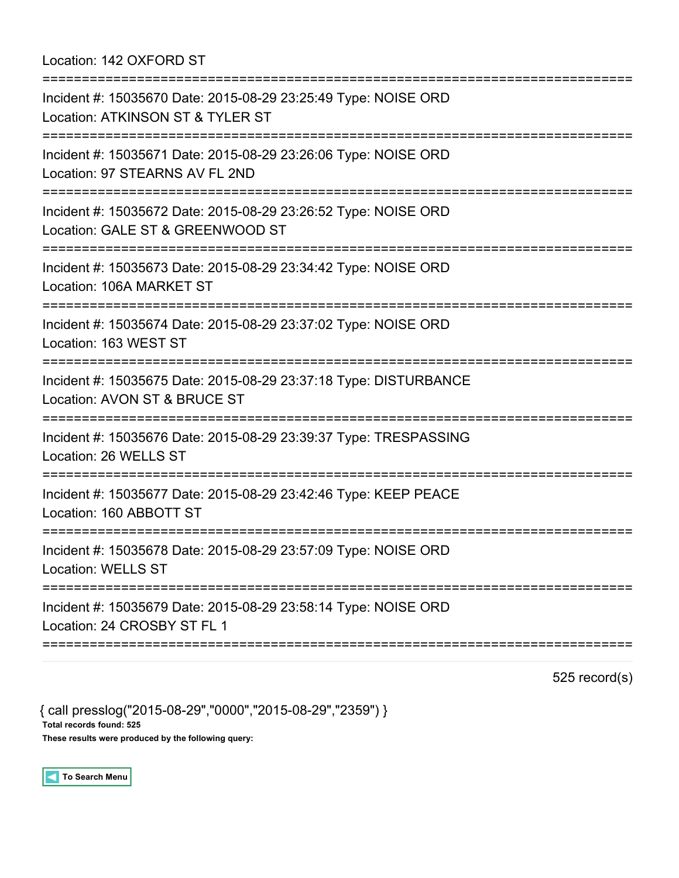Location: 142 OXFORD ST

===========================================================================

Incident #: 15035670 Date: 2015-08-29 23:25:49 Type: NOISE ORD
Location: ATKINSON ST & TYLER ST

===========================================================================

Incident #: 15035671 Date: 2015-08-29 23:26:06 Type: NOISE ORD
Location: 97 STEARNS AV FL 2ND

===========================================================================

Incident #: 15035672 Date: 2015-08-29 23:26:52 Type: NOISE ORD
Location: GALE ST & GREENWOOD ST

===========================================================================

Incident #: 15035673 Date: 2015-08-29 23:34:42 Type: NOISE ORD
Location: 106A MARKET ST

===========================================================================

Incident #: 15035674 Date: 2015-08-29 23:37:02 Type: NOISE ORD
Location: 163 WEST ST

===========================================================================

Incident #: 15035675 Date: 2015-08-29 23:37:18 Type: DISTURBANCE
Location: AVON ST & BRUCE ST

===========================================================================

Incident #: 15035676 Date: 2015-08-29 23:39:37 Type: TRESPASSING
Location: 26 WELLS ST

===========================================================================

Incident #: 15035677 Date: 2015-08-29 23:42:46 Type: KEEP PEACE
Location: 160 ABBOTT ST

===========================================================================

Incident #: 15035678 Date: 2015-08-29 23:57:09 Type: NOISE ORD
Location: WELLS ST

===========================================================================

Incident #: 15035679 Date: 2015-08-29 23:58:14 Type: NOISE ORD
Location: 24 CROSBY ST FL 1

===========================================================================

525 record(s)

{ call presslog("2015-08-29","0000","2015-08-29","2359") }

**Total records found: 525**

**These results were produced by the following query:**

To Search Menu